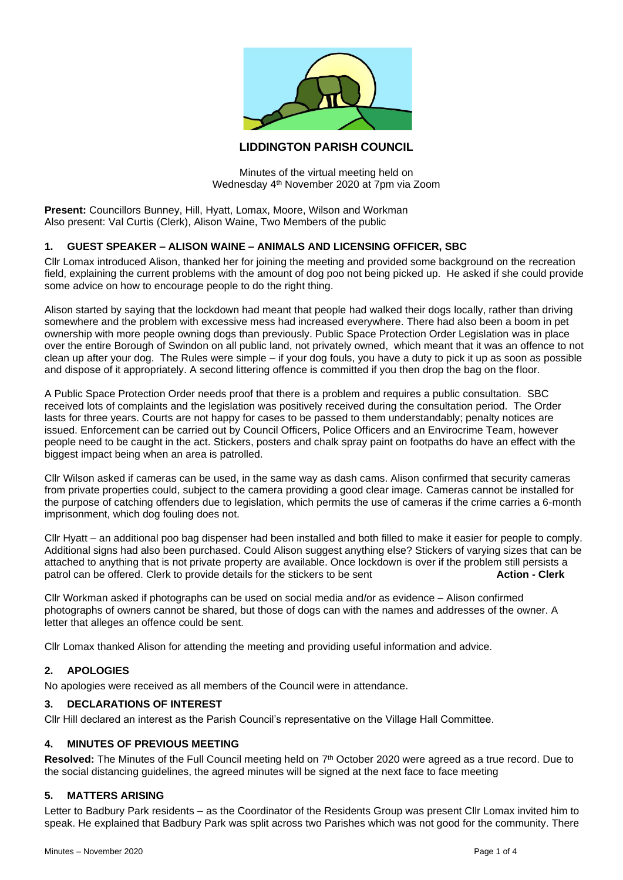# LIDDINGTON PARISH COUNCIL

Minutes of the virtual meeting held on
Wednesday 4th November 2020 at 7pm via Zoom

**Present:** Councillors Bunney, Hill, Hyatt, Lomax, Moore, Wilson and Workman
Also present: Val Curtis (Clerk), Alison Waine, Two Members of the public

## 1. GUEST SPEAKER – ALISON WAINE – ANIMALS AND LICENSING OFFICER, SBC

Cllr Lomax introduced Alison, thanked her for joining the meeting and provided some background on the recreation field, explaining the current problems with the amount of dog poo not being picked up. He asked if she could provide some advice on how to encourage people to do the right thing.

Alison started by saying that the lockdown had meant that people had walked their dogs locally, rather than driving somewhere and the problem with excessive mess had increased everywhere. There had also been a boom in pet ownership with more people owning dogs than previously. Public Space Protection Order Legislation was in place over the entire Borough of Swindon on all public land, not privately owned, which meant that it was an offence to not clean up after your dog. The Rules were simple – if your dog fouls, you have a duty to pick it up as soon as possible and dispose of it appropriately. A second littering offence is committed if you then drop the bag on the floor.

A Public Space Protection Order needs proof that there is a problem and requires a public consultation. SBC received lots of complaints and the legislation was positively received during the consultation period. The Order lasts for three years. Courts are not happy for cases to be passed to them understandably; penalty notices are issued. Enforcement can be carried out by Council Officers, Police Officers and an Envirocrime Team, however people need to be caught in the act. Stickers, posters and chalk spray paint on footpaths do have an effect with the biggest impact being when an area is patrolled.

Cllr Wilson asked if cameras can be used, in the same way as dash cams. Alison confirmed that security cameras from private properties could, subject to the camera providing a good clear image. Cameras cannot be installed for the purpose of catching offenders due to legislation, which permits the use of cameras if the crime carries a 6-month imprisonment, which dog fouling does not.

Cllr Hyatt – an additional poo bag dispenser had been installed and both filled to make it easier for people to comply. Additional signs had also been purchased. Could Alison suggest anything else? Stickers of varying sizes that can be attached to anything that is not private property are available. Once lockdown is over if the problem still persists a patrol can be offered. Clerk to provide details for the stickers to be sent **Action - Clerk**

Cllr Workman asked if photographs can be used on social media and/or as evidence – Alison confirmed photographs of owners cannot be shared, but those of dogs can with the names and addresses of the owner. A letter that alleges an offence could be sent.

Cllr Lomax thanked Alison for attending the meeting and providing useful information and advice.

## 2. APOLOGIES

No apologies were received as all members of the Council were in attendance.

## 3. DECLARATIONS OF INTEREST

Cllr Hill declared an interest as the Parish Council's representative on the Village Hall Committee.

## 4. MINUTES OF PREVIOUS MEETING

**Resolved:** The Minutes of the Full Council meeting held on 7th October 2020 were agreed as a true record. Due to the social distancing guidelines, the agreed minutes will be signed at the next face to face meeting

## 5. MATTERS ARISING

Letter to Badbury Park residents – as the Coordinator of the Residents Group was present Cllr Lomax invited him to speak. He explained that Badbury Park was split across two Parishes which was not good for the community. There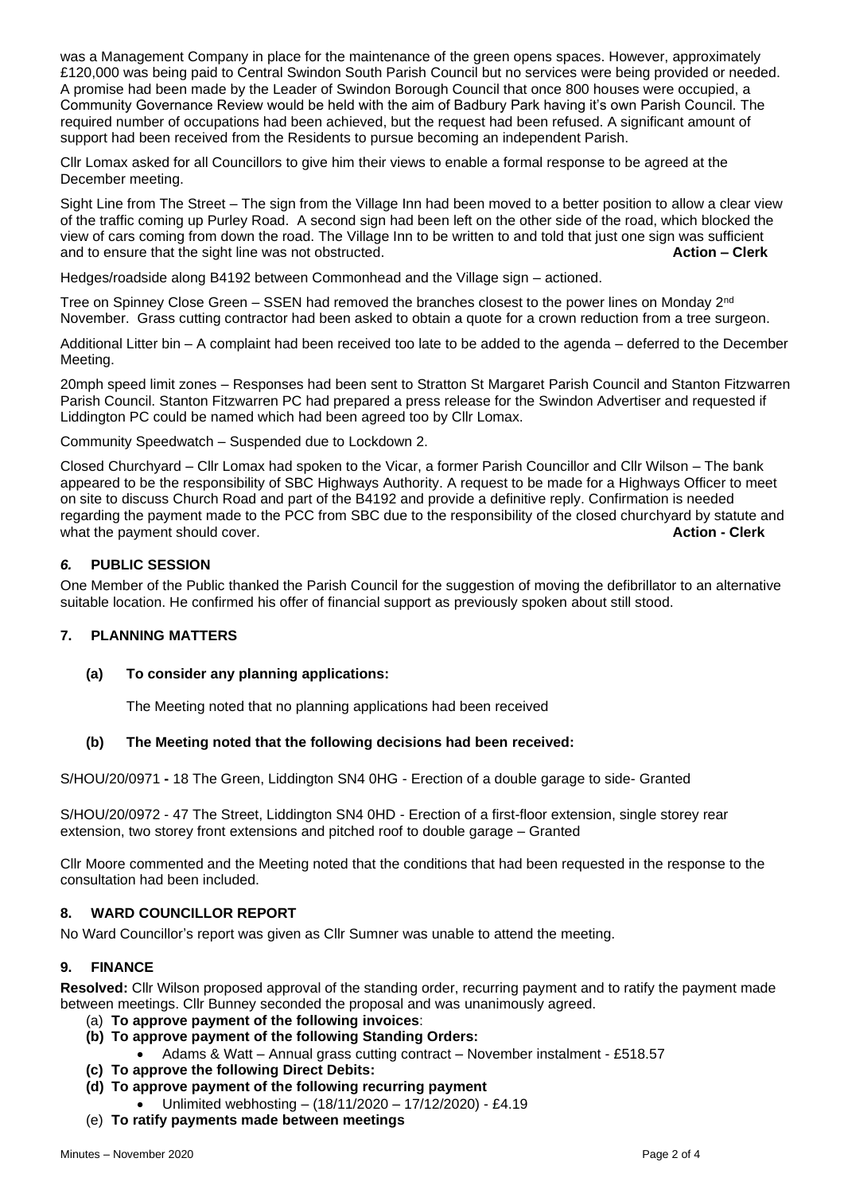was a Management Company in place for the maintenance of the green opens spaces. However, approximately £120,000 was being paid to Central Swindon South Parish Council but no services were being provided or needed. A promise had been made by the Leader of Swindon Borough Council that once 800 houses were occupied, a Community Governance Review would be held with the aim of Badbury Park having it's own Parish Council. The required number of occupations had been achieved, but the request had been refused. A significant amount of support had been received from the Residents to pursue becoming an independent Parish.

Cllr Lomax asked for all Councillors to give him their views to enable a formal response to be agreed at the December meeting.

Sight Line from The Street – The sign from the Village Inn had been moved to a better position to allow a clear view of the traffic coming up Purley Road. A second sign had been left on the other side of the road, which blocked the view of cars coming from down the road. The Village Inn to be written to and told that just one sign was sufficient and to ensure that the sight line was not obstructed. **Action – Clerk**

Hedges/roadside along B4192 between Commonhead and the Village sign – actioned.

Tree on Spinney Close Green – SSEN had removed the branches closest to the power lines on Monday 2nd November. Grass cutting contractor had been asked to obtain a quote for a crown reduction from a tree surgeon.

Additional Litter bin – A complaint had been received too late to be added to the agenda – deferred to the December Meeting.

20mph speed limit zones – Responses had been sent to Stratton St Margaret Parish Council and Stanton Fitzwarren Parish Council. Stanton Fitzwarren PC had prepared a press release for the Swindon Advertiser and requested if Liddington PC could be named which had been agreed too by Cllr Lomax.

Community Speedwatch – Suspended due to Lockdown 2.

Closed Churchyard – Cllr Lomax had spoken to the Vicar, a former Parish Councillor and Cllr Wilson – The bank appeared to be the responsibility of SBC Highways Authority. A request to be made for a Highways Officer to meet on site to discuss Church Road and part of the B4192 and provide a definitive reply. Confirmation is needed regarding the payment made to the PCC from SBC due to the responsibility of the closed churchyard by statute and what the payment should cover. **Action - Clerk**

## *6.* PUBLIC SESSION

One Member of the Public thanked the Parish Council for the suggestion of moving the defibrillator to an alternative suitable location. He confirmed his offer of financial support as previously spoken about still stood.

## 7. PLANNING MATTERS

### (a) To consider any planning applications:

The Meeting noted that no planning applications had been received

### (b) The Meeting noted that the following decisions had been received:

S/HOU/20/0971 **-** 18 The Green, Liddington SN4 0HG - Erection of a double garage to side- Granted

S/HOU/20/0972 - 47 The Street, Liddington SN4 0HD - Erection of a first-floor extension, single storey rear extension, two storey front extensions and pitched roof to double garage – Granted

Cllr Moore commented and the Meeting noted that the conditions that had been requested in the response to the consultation had been included.

## 8. WARD COUNCILLOR REPORT

No Ward Councillor's report was given as Cllr Sumner was unable to attend the meeting.

## 9. FINANCE

**Resolved:** Cllr Wilson proposed approval of the standing order, recurring payment and to ratify the payment made between meetings. Cllr Bunney seconded the proposal and was unanimously agreed.

(a) **To approve payment of the following invoices**:

**(b) To approve payment of the following Standing Orders:**

- Adams & Watt – Annual grass cutting contract – November instalment - £518.57

**(c) To approve the following Direct Debits:**

**(d) To approve payment of the following recurring payment**

- Unlimited webhosting – (18/11/2020 – 17/12/2020) - £4.19

(e) **To ratify payments made between meetings**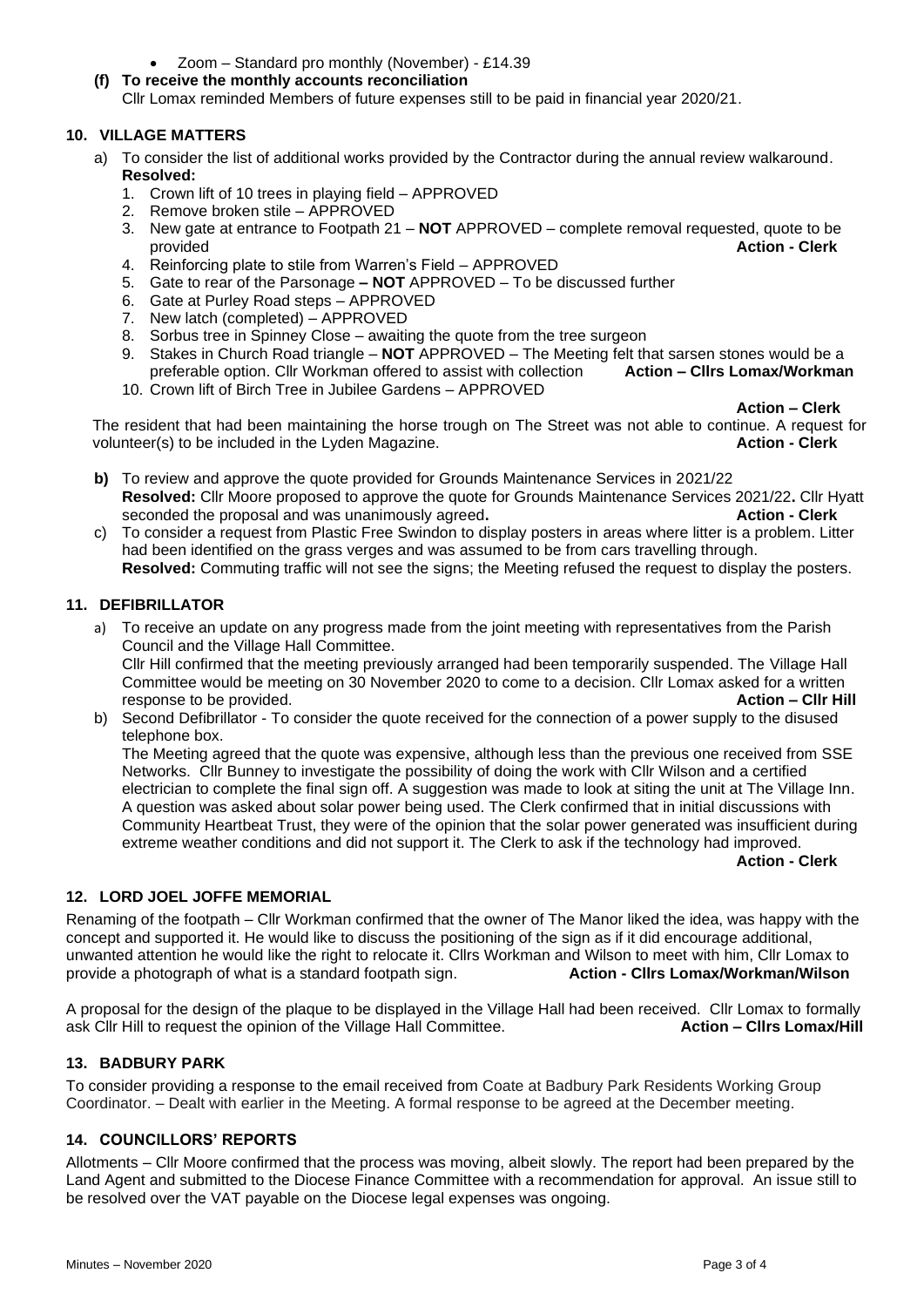- Zoom – Standard pro monthly (November) - £14.39

**(f) To receive the monthly accounts reconciliation**

Cllr Lomax reminded Members of future expenses still to be paid in financial year 2020/21.

## 10. VILLAGE MATTERS

a) To consider the list of additional works provided by the Contractor during the annual review walkaround.
**Resolved:**
1. Crown lift of 10 trees in playing field – APPROVED
2. Remove broken stile – APPROVED
3. New gate at entrance to Footpath 21 – **NOT** APPROVED – complete removal requested, quote to be provided **Action - Clerk**
4. Reinforcing plate to stile from Warren's Field – APPROVED
5. Gate to rear of the Parsonage **– NOT** APPROVED – To be discussed further
6. Gate at Purley Road steps – APPROVED
7. New latch (completed) – APPROVED
8. Sorbus tree in Spinney Close – awaiting the quote from the tree surgeon
9. Stakes in Church Road triangle – **NOT** APPROVED – The Meeting felt that sarsen stones would be a preferable option. Cllr Workman offered to assist with collection **Action – Cllrs Lomax/Workman**
10. Crown lift of Birch Tree in Jubilee Gardens – APPROVED

**Action – Clerk**

The resident that had been maintaining the horse trough on The Street was not able to continue. A request for volunteer(s) to be included in the Lyden Magazine. **Action - Clerk**

**b)** To review and approve the quote provided for Grounds Maintenance Services in 2021/22
**Resolved:** Cllr Moore proposed to approve the quote for Grounds Maintenance Services 2021/22**.** Cllr Hyatt seconded the proposal and was unanimously agreed**.** **Action - Clerk**

c) To consider a request from Plastic Free Swindon to display posters in areas where litter is a problem. Litter had been identified on the grass verges and was assumed to be from cars travelling through.
**Resolved:** Commuting traffic will not see the signs; the Meeting refused the request to display the posters.

## 11. DEFIBRILLATOR

a) To receive an update on any progress made from the joint meeting with representatives from the Parish Council and the Village Hall Committee.
Cllr Hill confirmed that the meeting previously arranged had been temporarily suspended. The Village Hall Committee would be meeting on 30 November 2020 to come to a decision. Cllr Lomax asked for a written response to be provided. **Action – Cllr Hill**

b) Second Defibrillator - To consider the quote received for the connection of a power supply to the disused telephone box.
The Meeting agreed that the quote was expensive, although less than the previous one received from SSE Networks. Cllr Bunney to investigate the possibility of doing the work with Cllr Wilson and a certified electrician to complete the final sign off. A suggestion was made to look at siting the unit at The Village Inn. A question was asked about solar power being used. The Clerk confirmed that in initial discussions with Community Heartbeat Trust, they were of the opinion that the solar power generated was insufficient during extreme weather conditions and did not support it. The Clerk to ask if the technology had improved.
**Action - Clerk**

## 12. LORD JOEL JOFFE MEMORIAL

Renaming of the footpath – Cllr Workman confirmed that the owner of The Manor liked the idea, was happy with the concept and supported it. He would like to discuss the positioning of the sign as if it did encourage additional, unwanted attention he would like the right to relocate it. Cllrs Workman and Wilson to meet with him, Cllr Lomax to provide a photograph of what is a standard footpath sign. **Action - Cllrs Lomax/Workman/Wilson**

A proposal for the design of the plaque to be displayed in the Village Hall had been received. Cllr Lomax to formally ask Cllr Hill to request the opinion of the Village Hall Committee. **Action – Cllrs Lomax/Hill**

## 13. BADBURY PARK

To consider providing a response to the email received from Coate at Badbury Park Residents Working Group Coordinator. – Dealt with earlier in the Meeting. A formal response to be agreed at the December meeting.

## 14. COUNCILLORS' REPORTS

Allotments – Cllr Moore confirmed that the process was moving, albeit slowly. The report had been prepared by the Land Agent and submitted to the Diocese Finance Committee with a recommendation for approval. An issue still to be resolved over the VAT payable on the Diocese legal expenses was ongoing.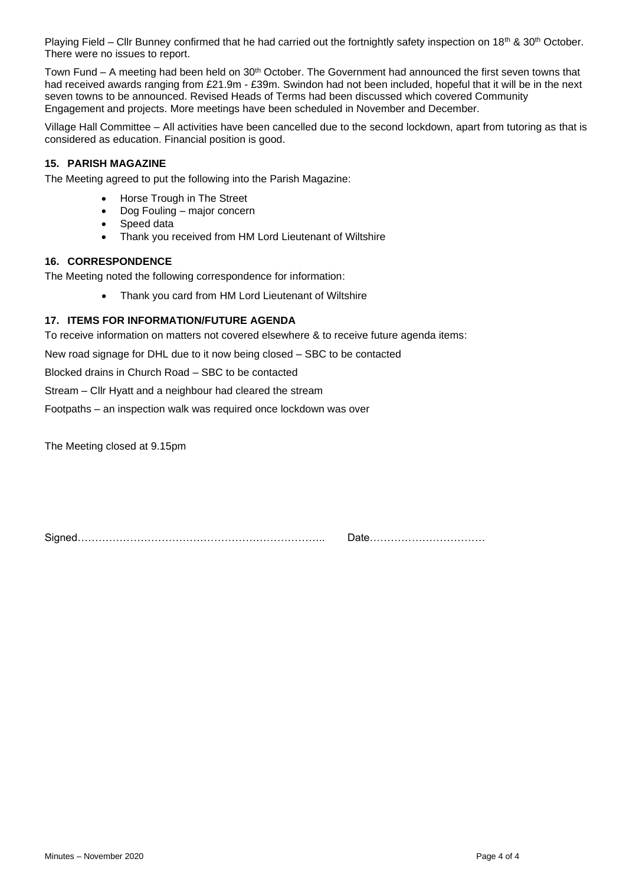Playing Field – Cllr Bunney confirmed that he had carried out the fortnightly safety inspection on 18th & 30th October. There were no issues to report.

Town Fund – A meeting had been held on 30th October. The Government had announced the first seven towns that had received awards ranging from £21.9m - £39m. Swindon had not been included, hopeful that it will be in the next seven towns to be announced. Revised Heads of Terms had been discussed which covered Community Engagement and projects. More meetings have been scheduled in November and December.

Village Hall Committee – All activities have been cancelled due to the second lockdown, apart from tutoring as that is considered as education. Financial position is good.

### 15. PARISH MAGAZINE

The Meeting agreed to put the following into the Parish Magazine:

- Horse Trough in The Street
- Dog Fouling – major concern
- Speed data
- Thank you received from HM Lord Lieutenant of Wiltshire

### 16. CORRESPONDENCE

The Meeting noted the following correspondence for information:

- Thank you card from HM Lord Lieutenant of Wiltshire

### 17. ITEMS FOR INFORMATION/FUTURE AGENDA

To receive information on matters not covered elsewhere & to receive future agenda items:

New road signage for DHL due to it now being closed – SBC to be contacted

Blocked drains in Church Road – SBC to be contacted

Stream – Cllr Hyatt and a neighbour had cleared the stream

Footpaths – an inspection walk was required once lockdown was over

The Meeting closed at 9.15pm

Signed…………………………………………………………….. Date……………………………